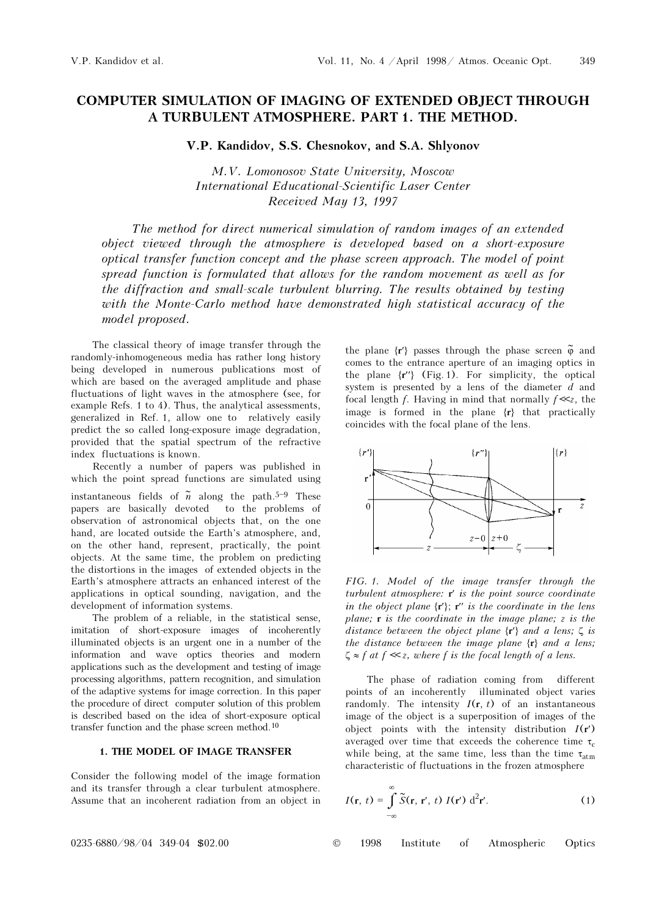# COMPUTER SIMULATION OF IMAGING OF EXTENDED OBJECT THROUGH A TURBULENT ATMOSPHERE. PART 1. THE METHOD.

**V.P. Kandidov, S.S. Chesnokov, and S.A. Shlyonov**

*M.V. Lomonosov State University, Moscow*
*International Educational-Scientific Laser Center*
*Received May 13, 1997*

*The method for direct numerical simulation of random images of an extended object viewed through the atmosphere is developed based on a short-exposure optical transfer function concept and the phase screen approach. The model of point spread function is formulated that allows for the random movement as well as for the diffraction and small-scale turbulent blurring. The results obtained by testing with the Monte-Carlo method have demonstrated high statistical accuracy of the model proposed.*

The classical theory of image transfer through the randomly-inhomogeneous media has rather long history being developed in numerous publications most of which are based on the averaged amplitude and phase fluctuations of light waves in the atmosphere (see, for example Refs. 1 to 4). Thus, the analytical assessments, generalized in Ref. 1, allow one to relatively easily predict the so called long-exposure image degradation, provided that the spatial spectrum of the refractive index fluctuations is known.

Recently a number of papers was published in which the point spread functions are simulated using instantaneous fields of $\tilde{n}$ along the path.[5–9] These papers are basically devoted to the problems of observation of astronomical objects that, on the one hand, are located outside the Earth's atmosphere, and, on the other hand, represent, practically, the point objects. At the same time, the problem on predicting the distortions in the images of extended objects in the Earth's atmosphere attracts an enhanced interest of the applications in optical sounding, navigation, and the development of information systems.

The problem of a reliable, in the statistical sense, imitation of short-exposure images of incoherently illuminated objects is an urgent one in a number of the information and wave optics theories and modern applications such as the development and testing of image processing algorithms, pattern recognition, and simulation of the adaptive systems for image correction. In this paper the procedure of direct computer solution of this problem is described based on the idea of short-exposure optical transfer function and the phase screen method.[10]

## 1. THE MODEL OF IMAGE TRANSFER

Consider the following model of the image formation and its transfer through a clear turbulent atmosphere. Assume that an incoherent radiation from an object in the plane $\{\mathbf{r}'\}$ passes through the phase screen $\tilde{\varphi}$ and comes to the entrance aperture of an imaging optics in the plane $\{\mathbf{r}''\}$ (Fig. 1). For simplicity, the optical system is presented by a lens of the diameter $d$ and focal length $f$. Having in mind that normally $f \ll z$, the image is formed in the plane $\{\mathbf{r}\}$ that practically coincides with the focal plane of the lens.

*FIG. 1. Model of the image transfer through the turbulent atmosphere: $\mathbf{r}'$ is the point source coordinate in the object plane $\{\mathbf{r}'\}$; $\mathbf{r}''$ is the coordinate in the lens plane; $\mathbf{r}$ is the coordinate in the image plane; $z$ is the distance between the object plane $\{\mathbf{r}'\}$ and a lens; $\zeta$ is the distance between the image plane $\{\mathbf{r}\}$ and a lens; $\zeta \approx f$ at $f \ll z$, where $f$ is the focal length of a lens.*

The phase of radiation coming from different points of an incoherently illuminated object varies randomly. The intensity $I(\mathbf{r}, t)$ of an instantaneous image of the object is a superposition of images of the object points with the intensity distribution $I(\mathbf{r}')$ averaged over time that exceeds the coherence time $\tau_c$ while being, at the same time, less than the time $\tau_{atm}$ characteristic of fluctuations in the frozen atmosphere

$$I(\mathbf{r}, t) = \int_{-\infty}^{\infty} \tilde{S}(\mathbf{r}, \mathbf{r}', t)\, I(\mathbf{r}')\, d^2\mathbf{r}'. \tag{1}$$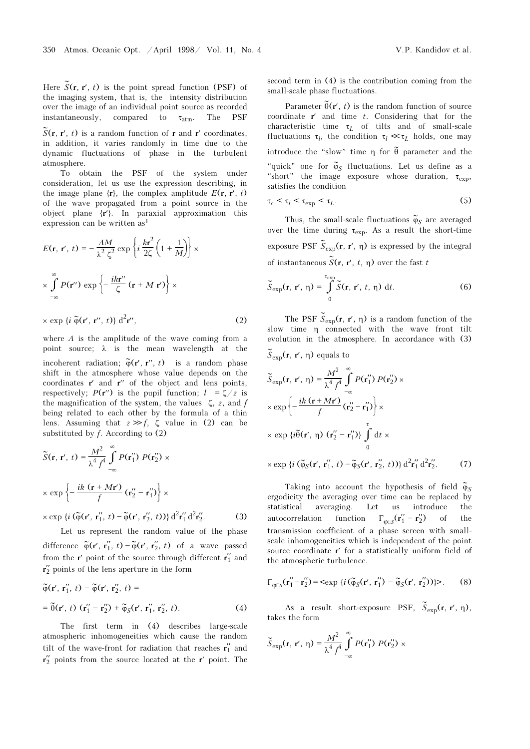Here $\tilde{S}(\mathbf{r}, \mathbf{r}', t)$ is the point spread function (PSF) of the imaging system, that is, the intensity distribution over the image of an individual point source as recorded instantaneously, compared to $\tau_{\rm atm}$. The PSF $\tilde{S}(\mathbf{r}, \mathbf{r}', t)$ is a random function of $\mathbf{r}$ and $\mathbf{r}'$ coordinates, in addition, it varies randomly in time due to the dynamic fluctuations of phase in the turbulent atmosphere.

To obtain the PSF of the system under consideration, let us use the expression describing, in the image plane $\{\mathbf{r}\}$, the complex amplitude $E(\mathbf{r}, \mathbf{r}', t)$ of the wave propagated from a point source in the object plane $\{\mathbf{r}'\}$. In paraxial approximation this expression can be written as[1]

$$E(\mathbf{r}, \mathbf{r}', t) = -\frac{AM}{\lambda^2 \zeta^2} \exp\left\{i \frac{k\mathbf{r}^2}{2\zeta}\left(1 + \frac{1}{M}\right)\right\} \times$$
$$\times \int_{-\infty}^{\infty} P(\mathbf{r}'') \exp\left\{-\frac{ik\mathbf{r}''}{\zeta}(\mathbf{r} + M\,\mathbf{r}')\right\} \times$$
$$\times \exp\{i\,\tilde{\varphi}(\mathbf{r}', \mathbf{r}'', t)\}\,\mathrm{d}^2\mathbf{r}'', \qquad (2)$$

where $A$ is the amplitude of the wave coming from a point source; $\lambda$ is the mean wavelength at the incoherent radiation; $\tilde{\varphi}(\mathbf{r}', \mathbf{r}'', t)$ is a random phase shift in the atmosphere whose value depends on the coordinates $\mathbf{r}'$ and $\mathbf{r}''$ of the object and lens points, respectively; $P(\mathbf{r}'')$ is the pupil function; $l = \zeta/z$ is the magnification of the system, the values $\zeta$, $z$, and $f$ being related to each other by the formula of a thin lens. Assuming that $z \gg f$, $\zeta$ value in (2) can be substituted by $f$. According to (2)

$$\tilde{S}(\mathbf{r}, \mathbf{r}', t) = \frac{M^2}{\lambda^4 f^4} \int_{-\infty}^{\infty} P(\mathbf{r}_1'')\,P(\mathbf{r}_2'') \times$$
$$\times \exp\left\{-\frac{ik\,(\mathbf{r} + M\mathbf{r}')}{f}(\mathbf{r}_2'' - \mathbf{r}_1'')\right\} \times$$
$$\times \exp\{i\,(\tilde{\varphi}(\mathbf{r}', \mathbf{r}_1'', t) - \tilde{\varphi}(\mathbf{r}', \mathbf{r}_2'', t))\}\,\mathrm{d}^2\mathbf{r}_1''\,\mathrm{d}^2\mathbf{r}_2''. \qquad (3)$$

Let us represent the random value of the phase difference $\tilde{\varphi}(\mathbf{r}', \mathbf{r}_1'', t) - \tilde{\varphi}(\mathbf{r}', \mathbf{r}_2'', t)$ of a wave passed from the $\mathbf{r}'$ point of the source through different $\mathbf{r}_1''$ and $\mathbf{r}_2''$ points of the lens aperture in the form

$$\tilde{\varphi}(\mathbf{r}', \mathbf{r}_1'', t) - \tilde{\varphi}(\mathbf{r}', \mathbf{r}_2'', t) =$$
$$= \tilde{\theta}(\mathbf{r}', t)\,(\mathbf{r}_1'' - \mathbf{r}_2'') + \tilde{\varphi}_S(\mathbf{r}', \mathbf{r}_1'', \mathbf{r}_2'', t). \qquad (4)$$

The first term in (4) describes large-scale atmospheric inhomogeneities which cause the random tilt of the wave-front for radiation that reaches $\mathbf{r}_1''$ and $\mathbf{r}_2''$ points from the source located at the $\mathbf{r}'$ point. The second term in (4) is the contribution coming from the small-scale phase fluctuations.

Parameter $\tilde{\theta}(\mathbf{r}', t)$ is the random function of source coordinate $\mathbf{r}'$ and time $t$. Considering that for the characteristic time $\tau_L$ of tilts and of small-scale fluctuations $\tau_l$, the condition $\tau_l \ll \tau_L$ holds, one may introduce the "slow" time $\eta$ for $\tilde{\theta}$ parameter and the "quick" one for $\tilde{\varphi}_S$ fluctuations. Let us define as a "short" the image exposure whose duration, $\tau_{\rm exp}$, satisfies the condition

$$\tau_c < \tau_l < \tau_{\rm exp} < \tau_L. \qquad (5)$$

Thus, the small-scale fluctuations $\tilde{\varphi}_S$ are averaged over the time during $\tau_{\rm exp}$. As a result the short-time exposure PSF $\tilde{S}_{\rm exp}(\mathbf{r}, \mathbf{r}', \eta)$ is expressed by the integral of instantaneous $\tilde{S}(\mathbf{r}, \mathbf{r}', t, \eta)$ over the fast $t$

$$\tilde{S}_{\rm exp}(\mathbf{r}, \mathbf{r}', \eta) = \int_0^{\tau_{\rm exp}} \tilde{S}(\mathbf{r}, \mathbf{r}', t, \eta)\,\mathrm{d}t. \qquad (6)$$

The PSF $\tilde{S}_{\rm exp}(\mathbf{r}, \mathbf{r}', \eta)$ is a random function of the slow time $\eta$ connected with the wave front tilt evolution in the atmosphere. In accordance with (3) $\tilde{S}_{\rm exp}(\mathbf{r}, \mathbf{r}', \eta)$ equals to

$$\tilde{S}_{\rm exp}(\mathbf{r}, \mathbf{r}', \eta) = \frac{M^2}{\lambda^4 f^4} \int_{-\infty}^{\infty} P(\mathbf{r}_1'')\,P(\mathbf{r}_2'') \times$$
$$\times \exp\left\{-\frac{ik\,(\mathbf{r} + M\mathbf{r}')}{f}(\mathbf{r}_2'' - \mathbf{r}_1'')\right\} \times$$
$$\times \exp\{i\tilde{\theta}(\mathbf{r}', \eta)\,(\mathbf{r}_2'' - \mathbf{r}_1'')\} \int_0^{\tau} \mathrm{d}t \times$$
$$\times \exp\{i\,(\tilde{\varphi}_S(\mathbf{r}', \mathbf{r}_1'', t) - \tilde{\varphi}_S(\mathbf{r}', \mathbf{r}_2'', t))\}\,\mathrm{d}^2\mathbf{r}_1''\,\mathrm{d}^2\mathbf{r}_2''. \qquad (7)$$

Taking into account the hypothesis of field $\tilde{\varphi}_S$ ergodicity the averaging over time can be replaced by statistical averaging. Let us introduce the autocorrelation function $\Gamma_{\varphi S}(\mathbf{r}_1'' - \mathbf{r}_2'')$ of the transmission coefficient of a phase screen with small-scale inhomogeneities which is independent of the point source coordinate $\mathbf{r}'$ for a statistically uniform field of the atmospheric turbulence.

$$\Gamma_{\varphi S}(\mathbf{r}_1'' - \mathbf{r}_2'') = \langle \exp\{i\,(\tilde{\varphi}_S(\mathbf{r}', \mathbf{r}_1'') - \tilde{\varphi}_S(\mathbf{r}', \mathbf{r}_2''))\}\rangle. \qquad (8)$$

As a result short-exposure PSF, $\tilde{S}_{\rm exp}(\mathbf{r}, \mathbf{r}', \eta)$, takes the form

$$\tilde{S}_{\rm exp}(\mathbf{r}, \mathbf{r}', \eta) = \frac{M^2}{\lambda^4 f^4} \int_{-\infty}^{\infty} P(\mathbf{r}_1'')\,P(\mathbf{r}_2'') \times$$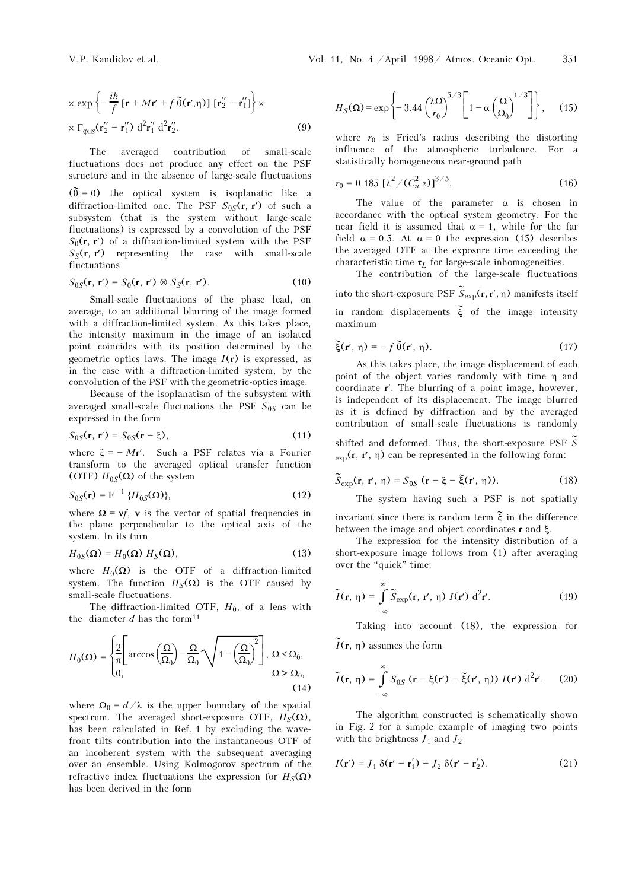$$\times \exp\left\{-\frac{ik}{f}\left[\mathbf{r} + M\mathbf{r}' + f\,\tilde{\theta}(\mathbf{r}',\eta)\right]\left[\mathbf{r}_2'' - \mathbf{r}_1''\right]\right\} \times$$

$$\times\, \Gamma_{\varphi_S}(\mathbf{r}_2'' - \mathbf{r}_1'')\, \mathrm{d}^2\mathbf{r}_1''\, \mathrm{d}^2\mathbf{r}_2''. \tag{9}$$

The averaged contribution of small-scale fluctuations does not produce any effect on the PSF structure and in the absence of large-scale fluctuations ($\tilde{\theta} = 0$) the optical system is isoplanatic like a diffraction-limited one. The PSF $S_{0S}(\mathbf{r}, \mathbf{r}')$ of such a subsystem (that is the system without large-scale fluctuations) is expressed by a convolution of the PSF $S_0(\mathbf{r}, \mathbf{r}')$ of a diffraction-limited system with the PSF $S_S(\mathbf{r}, \mathbf{r}')$ representing the case with small-scale fluctuations

$$S_{0S}(\mathbf{r}, \mathbf{r}') = S_0(\mathbf{r}, \mathbf{r}') \otimes S_S(\mathbf{r}, \mathbf{r}'). \tag{10}$$

Small-scale fluctuations of the phase lead, on average, to an additional blurring of the image formed with a diffraction-limited system. As this takes place, the intensity maximum in the image of an isolated point coincides with its position determined by the geometric optics laws. The image $I(\mathbf{r})$ is expressed, as in the case with a diffraction-limited system, by the convolution of the PSF with the geometric-optics image.

Because of the isoplanatism of the subsystem with averaged small-scale fluctuations the PSF $S_{0S}$ can be expressed in the form

$$S_{0S}(\mathbf{r}, \mathbf{r}') = S_{0S}(\mathbf{r} - \xi), \tag{11}$$

where $\xi = -M\mathbf{r}'$. Such a PSF relates via a Fourier transform to the averaged optical transfer function (OTF) $H_{0S}(\mathbf{\Omega})$ of the system

$$S_{0S}(\mathbf{r}) = \mathrm{F}^{-1}\{H_{0S}(\mathbf{\Omega})\}, \tag{12}$$

where $\mathbf{\Omega} = \mathbf{v}/f$, $\mathbf{v}$ is the vector of spatial frequencies in the plane perpendicular to the optical axis of the system. In its turn

$$H_{0S}(\mathbf{\Omega}) = H_0(\mathbf{\Omega})\, H_S(\mathbf{\Omega}), \tag{13}$$

where $H_0(\mathbf{\Omega})$ is the OTF of a diffraction-limited system. The function $H_S(\mathbf{\Omega})$ is the OTF caused by small-scale fluctuations.

The diffraction-limited OTF, $H_0$, of a lens with the diameter $d$ has the form[11]

$$H_0(\mathbf{\Omega}) = \begin{cases} \dfrac{2}{\pi}\left[\arccos\left(\dfrac{\Omega}{\Omega_0}\right) - \dfrac{\Omega}{\Omega_0}\sqrt{1 - \left(\dfrac{\Omega}{\Omega_0}\right)^2}\right], & \Omega \le \Omega_0, \\ 0, & \Omega > \Omega_0, \end{cases} \tag{14}$$

where $\Omega_0 = d/\lambda$ is the upper boundary of the spatial spectrum. The averaged short-exposure OTF, $H_S(\mathbf{\Omega})$, has been calculated in Ref. 1 by excluding the wave-front tilts contribution into the instantaneous OTF of an incoherent system with the subsequent averaging over an ensemble. Using Kolmogorov spectrum of the refractive index fluctuations the expression for $H_S(\mathbf{\Omega})$ has been derived in the form

$$H_S(\mathbf{\Omega}) = \exp\left\{-3.44\left(\frac{\lambda\Omega}{r_0}\right)^{5/3}\left[1 - \alpha\left(\frac{\Omega}{\Omega_0}\right)^{1/3}\right]\right\}, \tag{15}$$

where $r_0$ is Fried's radius describing the distorting influence of the atmospheric turbulence. For a statistically homogeneous near-ground path

$$r_0 = 0.185\,[\lambda^2/(C_n^2\, z)]^{3/5}. \tag{16}$$

The value of the parameter $\alpha$ is chosen in accordance with the optical system geometry. For the near field it is assumed that $\alpha = 1$, while for the far field $\alpha = 0.5$. At $\alpha = 0$ the expression (15) describes the averaged OTF at the exposure time exceeding the characteristic time $\tau_L$ for large-scale inhomogeneities.

The contribution of the large-scale fluctuations into the short-exposure PSF $\tilde{S}_{\exp}(\mathbf{r}, \mathbf{r}', \eta)$ manifests itself in random displacements $\tilde{\xi}$ of the image intensity maximum

$$\tilde{\xi}(\mathbf{r}', \eta) = -f\,\tilde{\theta}(\mathbf{r}', \eta). \tag{17}$$

As this takes place, the image displacement of each point of the object varies randomly with time $\eta$ and coordinate $\mathbf{r}'$. The blurring of a point image, however, is independent of its displacement. The image blurred as it is defined by diffraction and by the averaged contribution of small-scale fluctuations is randomly shifted and deformed. Thus, the short-exposure PSF $\tilde{S}_{\exp}(\mathbf{r}, \mathbf{r}', \eta)$ can be represented in the following form:

$$\tilde{S}_{\exp}(\mathbf{r}, \mathbf{r}', \eta) = S_{0S}\,(\mathbf{r} - \xi - \tilde{\xi}(\mathbf{r}', \eta)). \tag{18}$$

The system having such a PSF is not spatially invariant since there is random term $\tilde{\xi}$ in the difference between the image and object coordinates $\mathbf{r}$ and $\xi$.

The expression for the intensity distribution of a short-exposure image follows from (1) after averaging over the "quick" time:

$$\tilde{I}(\mathbf{r}, \eta) = \int_{-\infty}^{\infty} \tilde{S}_{\exp}(\mathbf{r}, \mathbf{r}', \eta)\, I(\mathbf{r}')\, \mathrm{d}^2\mathbf{r}'. \tag{19}$$

Taking into account (18), the expression for $\tilde{I}(\mathbf{r}, \eta)$ assumes the form

$$\tilde{I}(\mathbf{r}, \eta) = \int_{-\infty}^{\infty} S_{0S}\,(\mathbf{r} - \xi(\mathbf{r}') - \tilde{\xi}(\mathbf{r}', \eta))\, I(\mathbf{r}')\, \mathrm{d}^2\mathbf{r}'. \tag{20}$$

The algorithm constructed is schematically shown in Fig. 2 for a simple example of imaging two points with the brightness $J_1$ and $J_2$

$$I(\mathbf{r}') = J_1\,\delta(\mathbf{r}' - \mathbf{r}_1') + J_2\,\delta(\mathbf{r}' - \mathbf{r}_2'). \tag{21}$$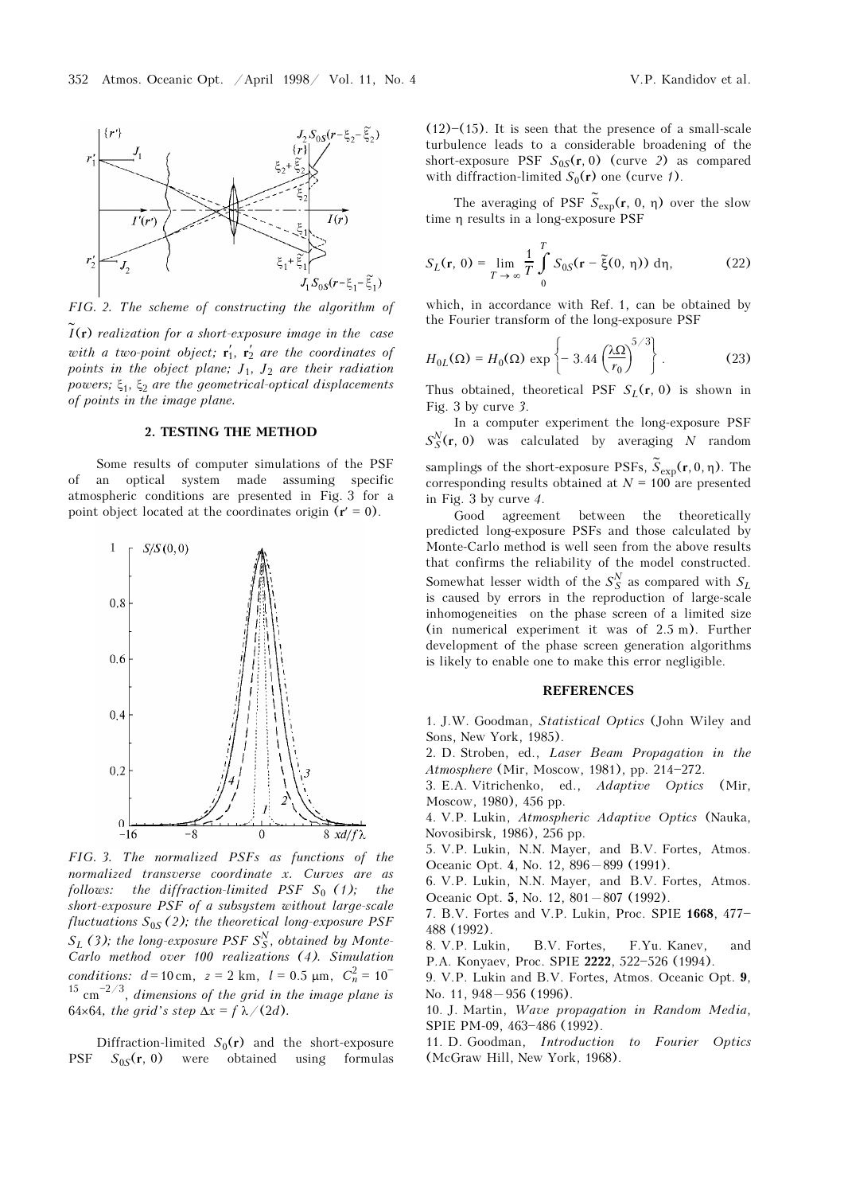{r'}

$J_2 S_{0S}(r-\xi_2-\tilde{\xi}_2)$

$r'_1$ $J_1$ {r}

$\xi_2+\tilde{\xi}_2$

$\xi_2$

$I'(r')$ $I(r)$

$\xi_1$

$r'_2$ $J_2$ $\xi_1+\tilde{\xi}_1$

$J_1 S_{0S}(r-\xi_1-\tilde{\xi}_1)$

*FIG. 2. The scheme of constructing the algorithm of $\tilde{I}(\mathbf{r})$ realization for a short-exposure image in the case with a two-point object; $\mathbf{r}'_1$, $\mathbf{r}'_2$ are the coordinates of points in the object plane; $J_1$, $J_2$ are their radiation powers; $\xi_1$, $\xi_2$ are the geometrical-optical displacements of points in the image plane.*

## 2. TESTING THE METHOD

Some results of computer simulations of the PSF of an optical system made assuming specific atmospheric conditions are presented in Fig. 3 for a point object located at the coordinates origin ($\mathbf{r}' = 0$).

$S/S(0,0)$

1

0.8

0.6

0.4

0.2

0

−16 −8 0 8 $xd/f\lambda$

1 2 3 4

*FIG. 3. The normalized PSFs as functions of the normalized transverse coordinate x. Curves are as follows: the diffraction-limited PSF $S_0$ (1); the short-exposure PSF of a subsystem without large-scale fluctuations $S_{0S}$ (2); the theoretical long-exposure PSF $S_L$ (3); the long-exposure PSF $S_S^N$, obtained by Monte-Carlo method over 100 realizations (4). Simulation conditions: $d = 10$ cm, $z = 2$ km, $l = 0.5$ μm, $C_n^2 = 10^{-15}$ cm$^{-2/3}$, dimensions of the grid in the image plane is 64×64, the grid's step $\Delta x = f\lambda/(2d)$.*

Diffraction-limited $S_0(\mathbf{r})$ and the short-exposure PSF $S_{0S}(\mathbf{r}, 0)$ were obtained using formulas (12)–(15). It is seen that the presence of a small-scale turbulence leads to a considerable broadening of the short-exposure PSF $S_{0S}(\mathbf{r}, 0)$ (curve *2*) as compared with diffraction-limited $S_0(\mathbf{r})$ one (curve *1*).

The averaging of PSF $\tilde{S}_{\exp}(\mathbf{r}, 0, \eta)$ over the slow time $\eta$ results in a long-exposure PSF

$$S_L(\mathbf{r}, 0) = \lim_{T\to\infty} \frac{1}{T} \int_0^T S_{0S}(\mathbf{r} - \tilde{\xi}(0, \eta))\, \mathrm{d}\eta, \tag{22}$$

which, in accordance with Ref. 1, can be obtained by the Fourier transform of the long-exposure PSF

$$H_{0L}(\Omega) = H_0(\Omega) \exp\left\{-\,3.44 \left(\frac{\lambda\Omega}{r_0}\right)^{5/3}\right\}. \tag{23}$$

Thus obtained, theoretical PSF $S_L(\mathbf{r}, 0)$ is shown in Fig. 3 by curve *3*.

In a computer experiment the long-exposure PSF $S_S^N(\mathbf{r}, 0)$ was calculated by averaging $N$ random samplings of the short-exposure PSFs, $\tilde{S}_{\exp}(\mathbf{r}, 0, \eta)$. The corresponding results obtained at $N = 100$ are presented in Fig. 3 by curve *4*.

Good agreement between the theoretically predicted long-exposure PSFs and those calculated by Monte-Carlo method is well seen from the above results that confirms the reliability of the model constructed. Somewhat lesser width of the $S_S^N$ as compared with $S_L$ is caused by errors in the reproduction of large-scale inhomogeneities on the phase screen of a limited size (in numerical experiment it was of 2.5 m). Further development of the phase screen generation algorithms is likely to enable one to make this error negligible.

## REFERENCES

1. J.W. Goodman, *Statistical Optics* (John Wiley and Sons, New York, 1985).
2. D. Stroben, ed., *Laser Beam Propagation in the Atmosphere* (Mir, Moscow, 1981), pp. 214–272.
3. E.A. Vitrichenko, ed., *Adaptive Optics* (Mir, Moscow, 1980), 456 pp.
4. V.P. Lukin, *Atmospheric Adaptive Optics* (Nauka, Novosibirsk, 1986), 256 pp.
5. V.P. Lukin, N.N. Mayer, and B.V. Fortes, Atmos. Oceanic Opt. **4**, No. 12, 896–899 (1991).
6. V.P. Lukin, N.N. Mayer, and B.V. Fortes, Atmos. Oceanic Opt. **5**, No. 12, 801–807 (1992).
7. B.V. Fortes and V.P. Lukin, Proc. SPIE **1668**, 477–488 (1992).
8. V.P. Lukin, B.V. Fortes, F.Yu. Kanev, and P.A. Konyaev, Proc. SPIE **2222**, 522–526 (1994).
9. V.P. Lukin and B.V. Fortes, Atmos. Oceanic Opt. **9**, No. 11, 948–956 (1996).
10. J. Martin, *Wave propagation in Random Media*, SPIE PM-09, 463–486 (1992).
11. D. Goodman, *Introduction to Fourier Optics* (McGraw Hill, New York, 1968).